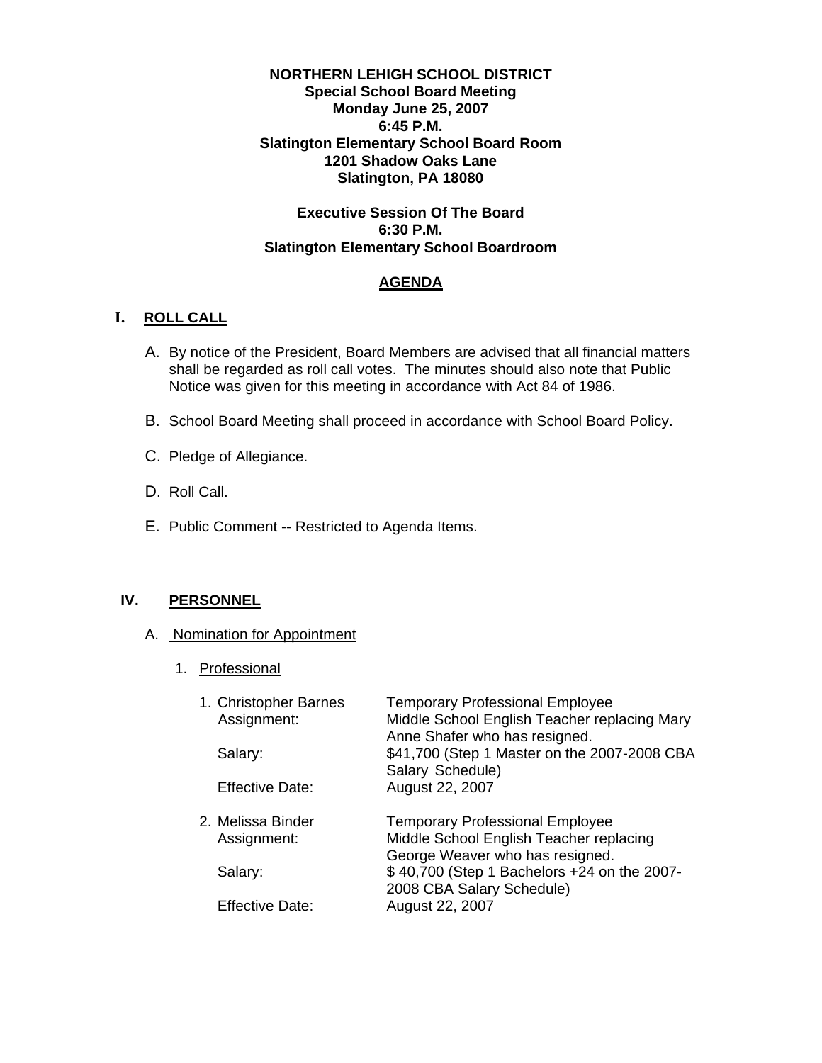**NORTHERN LEHIGH SCHOOL DISTRICT**
**Special School Board Meeting**
**Monday June 25, 2007**
**6:45 P.M.**
**Slatington Elementary School Board Room**
**1201 Shadow Oaks Lane**
**Slatington, PA 18080**

**Executive Session Of The Board**
**6:30 P.M.**
**Slatington Elementary School Boardroom**

## AGENDA

## I. ROLL CALL

A. By notice of the President, Board Members are advised that all financial matters shall be regarded as roll call votes. The minutes should also note that Public Notice was given for this meeting in accordance with Act 84 of 1986.

B. School Board Meeting shall proceed in accordance with School Board Policy.

C. Pledge of Allegiance.

D. Roll Call.

E. Public Comment -- Restricted to Agenda Items.

## IV. PERSONNEL

A. Nomination for Appointment

1. Professional

1. Christopher Barnes — Temporary Professional Employee
   - Assignment: Middle School English Teacher replacing Mary Anne Shafer who has resigned.
   - Salary: $41,700 (Step 1 Master on the 2007-2008 CBA Salary Schedule)
   - Effective Date: August 22, 2007

2. Melissa Binder — Temporary Professional Employee
   - Assignment: Middle School English Teacher replacing George Weaver who has resigned.
   - Salary: $ 40,700 (Step 1 Bachelors +24 on the 2007-2008 CBA Salary Schedule)
   - Effective Date: August 22, 2007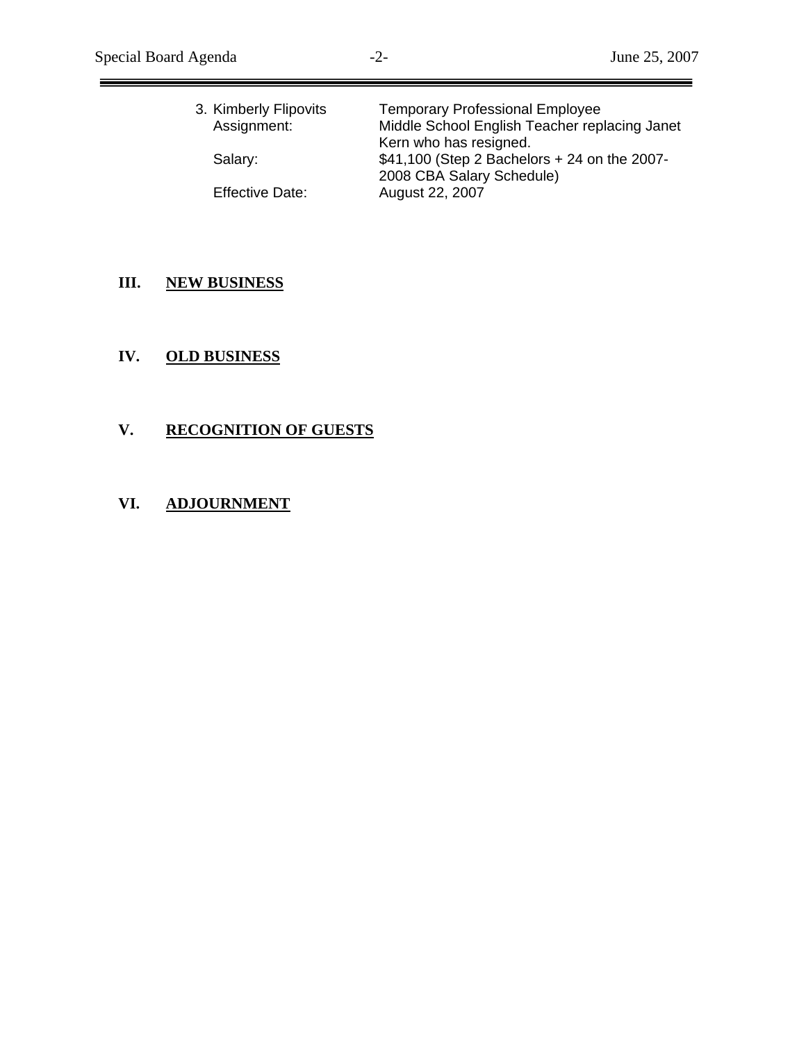3. Kimberly Flipovits — Temporary Professional Employee

   Assignment: Middle School English Teacher replacing Janet Kern who has resigned.

   Salary: $41,100 (Step 2 Bachelors + 24 on the 2007-2008 CBA Salary Schedule)

   Effective Date: August 22, 2007

## III. NEW BUSINESS

## IV. OLD BUSINESS

## V. RECOGNITION OF GUESTS

## VI. ADJOURNMENT